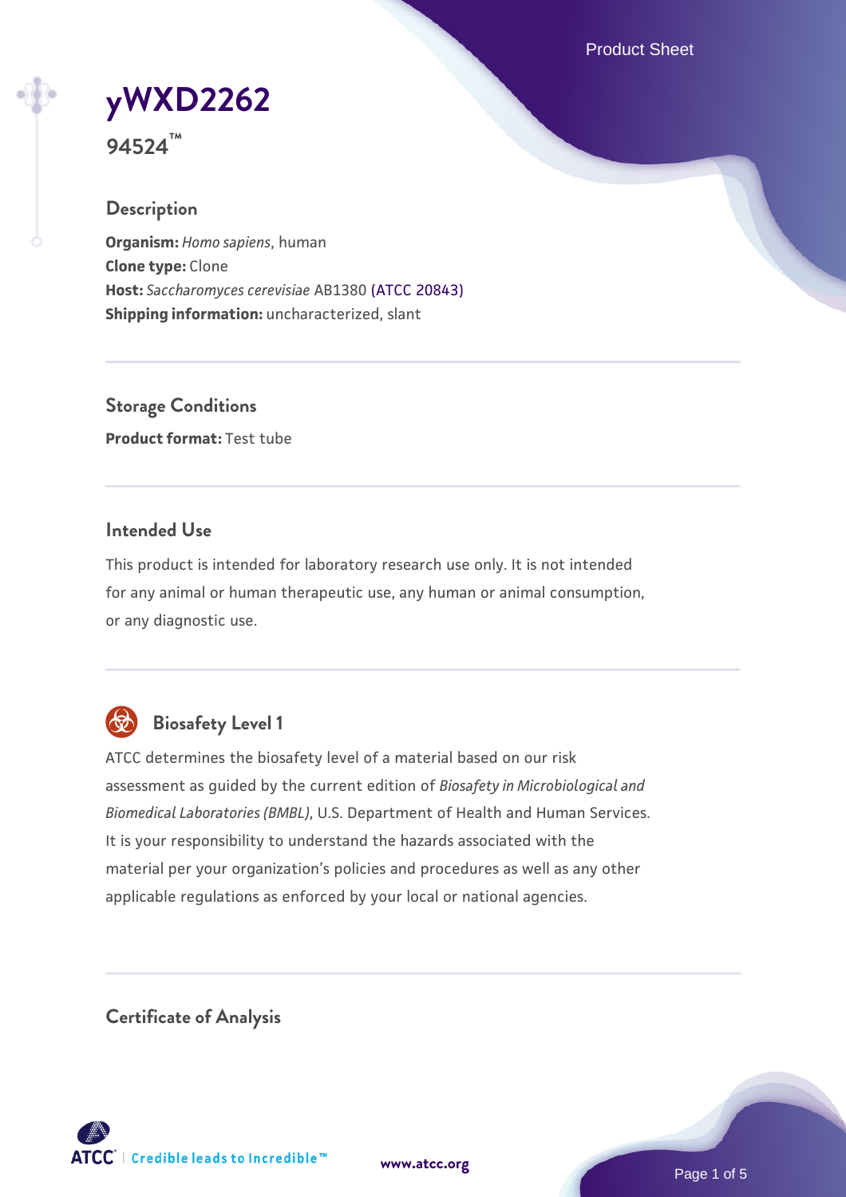# yWXD2262

**94524™**

## Description

**Organism:** *Homo sapiens*, human
**Clone type:** Clone
**Host:** *Saccharomyces cerevisiae* AB1380 (ATCC 20843)
**Shipping information:** uncharacterized, slant

## Storage Conditions

**Product format:** Test tube

## Intended Use

This product is intended for laboratory research use only. It is not intended for any animal or human therapeutic use, any human or animal consumption, or any diagnostic use.

## Biosafety Level 1

ATCC determines the biosafety level of a material based on our risk assessment as guided by the current edition of *Biosafety in Microbiological and Biomedical Laboratories (BMBL)*, U.S. Department of Health and Human Services. It is your responsibility to understand the hazards associated with the material per your organization's policies and procedures as well as any other applicable regulations as enforced by your local or national agencies.

## Certificate of Analysis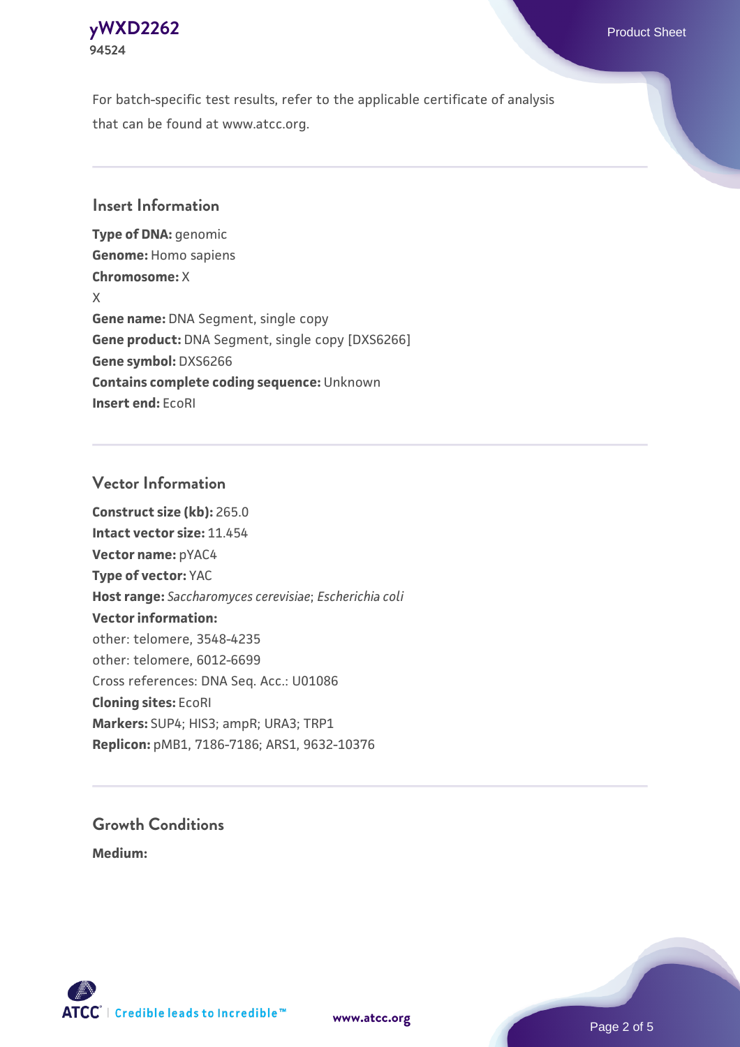For batch-specific test results, refer to the applicable certificate of analysis that can be found at www.atcc.org.

## Insert Information

**Type of DNA:** genomic
**Genome:** Homo sapiens
**Chromosome:** X
X
**Gene name:** DNA Segment, single copy
**Gene product:** DNA Segment, single copy [DXS6266]
**Gene symbol:** DXS6266
**Contains complete coding sequence:** Unknown
**Insert end:** EcoRI

## Vector Information

**Construct size (kb):** 265.0
**Intact vector size:** 11.454
**Vector name:** pYAC4
**Type of vector:** YAC
**Host range:** *Saccharomyces cerevisiae*; *Escherichia coli*
**Vector information:**
other: telomere, 3548-4235
other: telomere, 6012-6699
Cross references: DNA Seq. Acc.: U01086
**Cloning sites:** EcoRI
**Markers:** SUP4; HIS3; ampR; URA3; TRP1
**Replicon:** pMB1, 7186-7186; ARS1, 9632-10376

## Growth Conditions

**Medium:**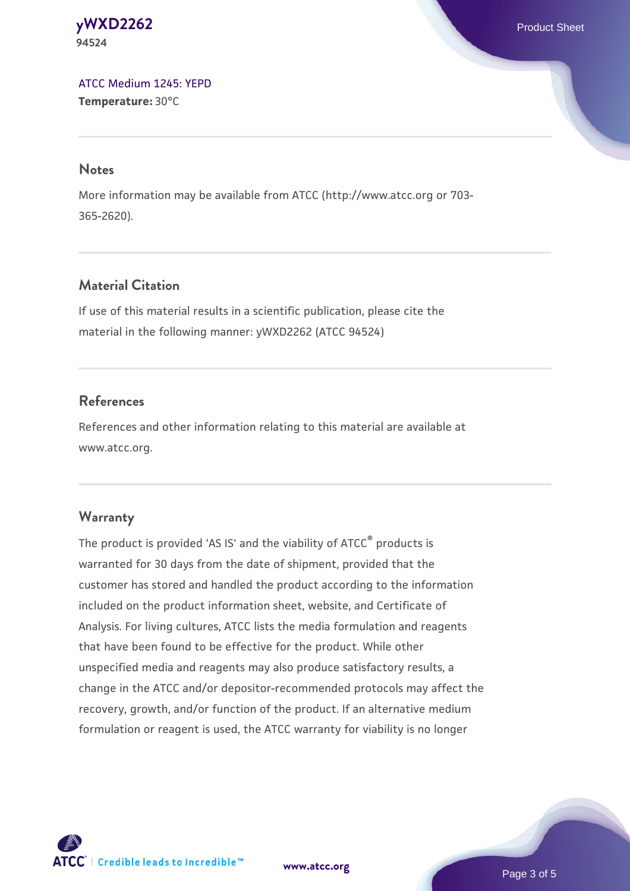ATCC Medium 1245: YEPD
**Temperature:** 30°C

## Notes

More information may be available from ATCC (http://www.atcc.org or 703-365-2620).

## Material Citation

If use of this material results in a scientific publication, please cite the material in the following manner: yWXD2262 (ATCC 94524)

## References

References and other information relating to this material are available at www.atcc.org.

## Warranty

The product is provided 'AS IS' and the viability of ATCC® products is warranted for 30 days from the date of shipment, provided that the customer has stored and handled the product according to the information included on the product information sheet, website, and Certificate of Analysis. For living cultures, ATCC lists the media formulation and reagents that have been found to be effective for the product. While other unspecified media and reagents may also produce satisfactory results, a change in the ATCC and/or depositor-recommended protocols may affect the recovery, growth, and/or function of the product. If an alternative medium formulation or reagent is used, the ATCC warranty for viability is no longer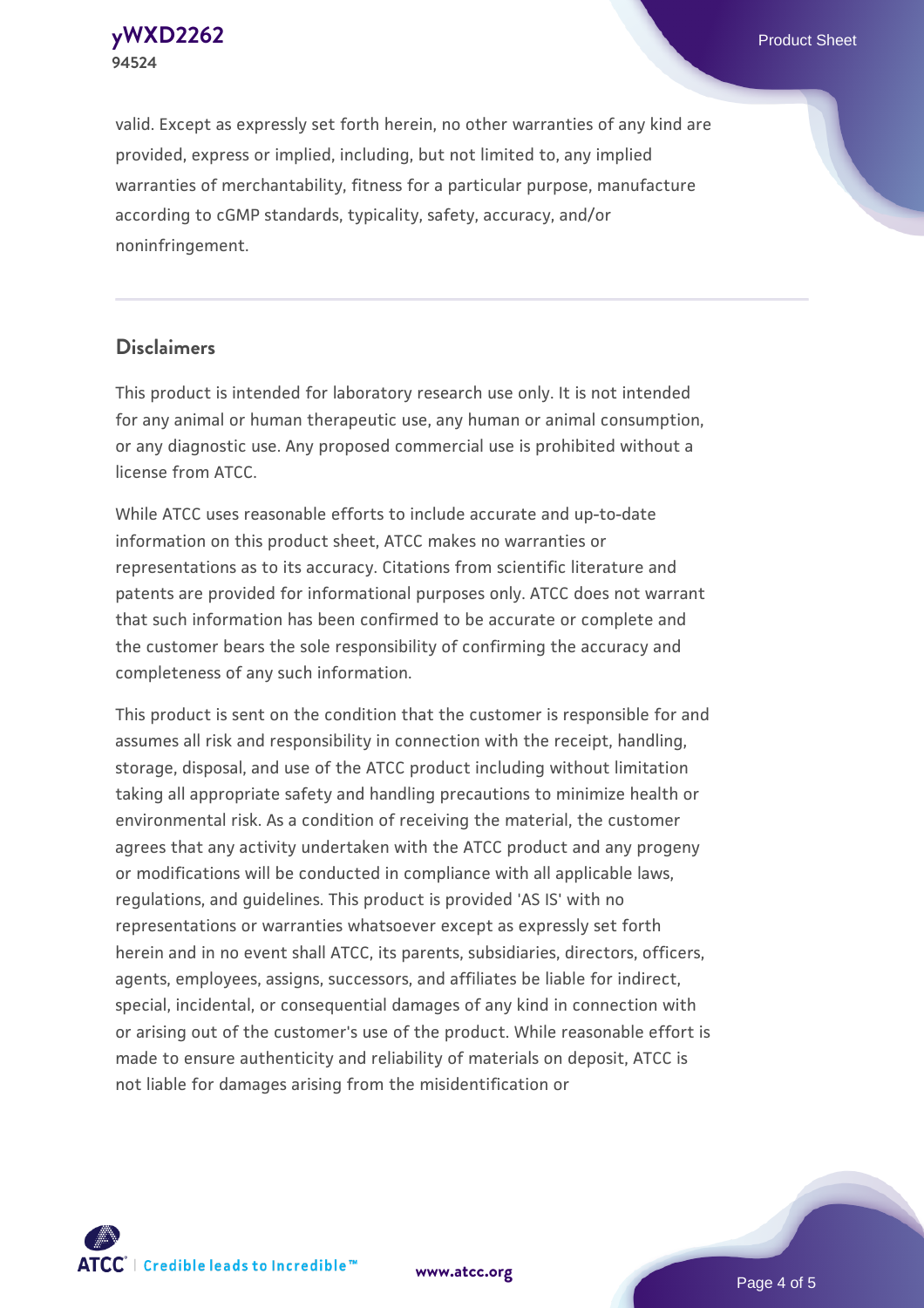valid. Except as expressly set forth herein, no other warranties of any kind are provided, express or implied, including, but not limited to, any implied warranties of merchantability, fitness for a particular purpose, manufacture according to cGMP standards, typicality, safety, accuracy, and/or noninfringement.

## Disclaimers

This product is intended for laboratory research use only. It is not intended for any animal or human therapeutic use, any human or animal consumption, or any diagnostic use. Any proposed commercial use is prohibited without a license from ATCC.

While ATCC uses reasonable efforts to include accurate and up-to-date information on this product sheet, ATCC makes no warranties or representations as to its accuracy. Citations from scientific literature and patents are provided for informational purposes only. ATCC does not warrant that such information has been confirmed to be accurate or complete and the customer bears the sole responsibility of confirming the accuracy and completeness of any such information.

This product is sent on the condition that the customer is responsible for and assumes all risk and responsibility in connection with the receipt, handling, storage, disposal, and use of the ATCC product including without limitation taking all appropriate safety and handling precautions to minimize health or environmental risk. As a condition of receiving the material, the customer agrees that any activity undertaken with the ATCC product and any progeny or modifications will be conducted in compliance with all applicable laws, regulations, and guidelines. This product is provided 'AS IS' with no representations or warranties whatsoever except as expressly set forth herein and in no event shall ATCC, its parents, subsidiaries, directors, officers, agents, employees, assigns, successors, and affiliates be liable for indirect, special, incidental, or consequential damages of any kind in connection with or arising out of the customer's use of the product. While reasonable effort is made to ensure authenticity and reliability of materials on deposit, ATCC is not liable for damages arising from the misidentification or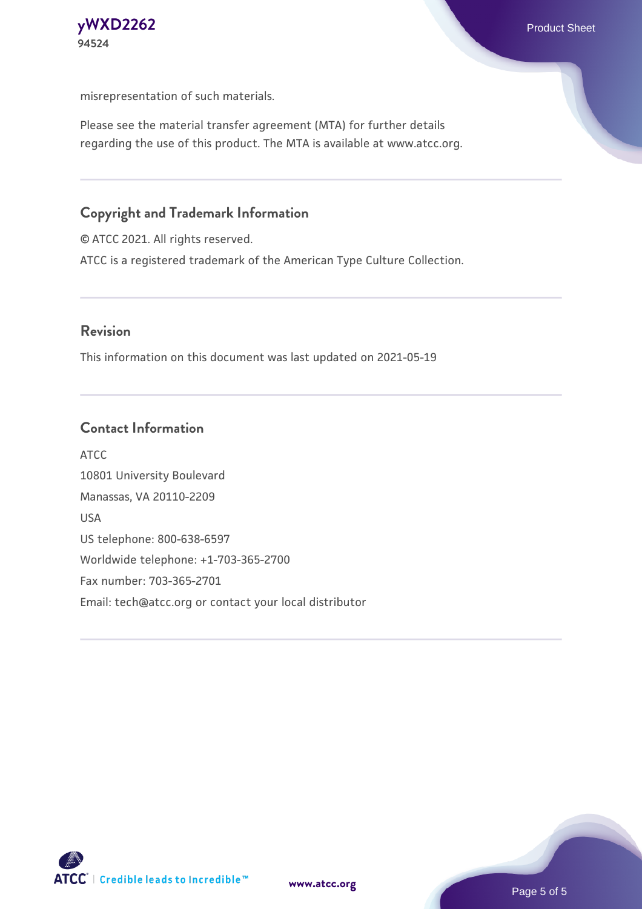misrepresentation of such materials.

Please see the material transfer agreement (MTA) for further details regarding the use of this product. The MTA is available at www.atcc.org.

## Copyright and Trademark Information

© ATCC 2021. All rights reserved.

ATCC is a registered trademark of the American Type Culture Collection.

## Revision

This information on this document was last updated on 2021-05-19

## Contact Information

ATCC
10801 University Boulevard
Manassas, VA 20110-2209
USA
US telephone: 800-638-6597
Worldwide telephone: +1-703-365-2700
Fax number: 703-365-2701
Email: tech@atcc.org or contact your local distributor